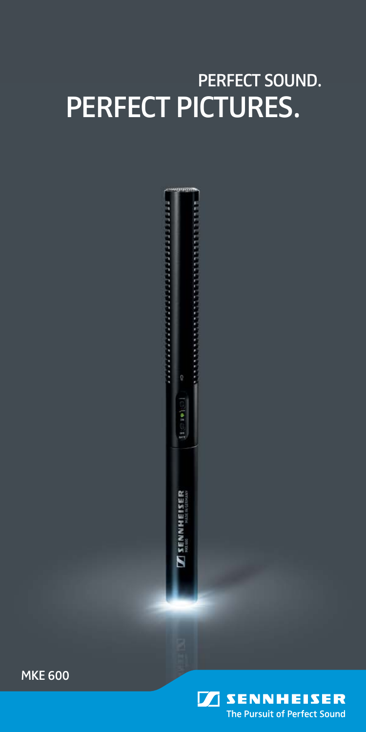# PERFECT SOUND.
# PERFECT PICTURES.

MKE 600

SENNHEISER
The Pursuit of Perfect Sound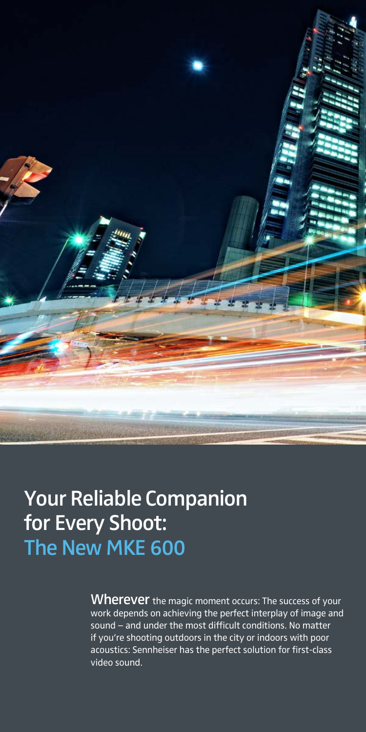# Your Reliable Companion for Every Shoot: The New MKE 600

**Wherever** the magic moment occurs: The success of your work depends on achieving the perfect interplay of image and sound – and under the most difficult conditions. No matter if you're shooting outdoors in the city or indoors with poor acoustics: Sennheiser has the perfect solution for first-class video sound.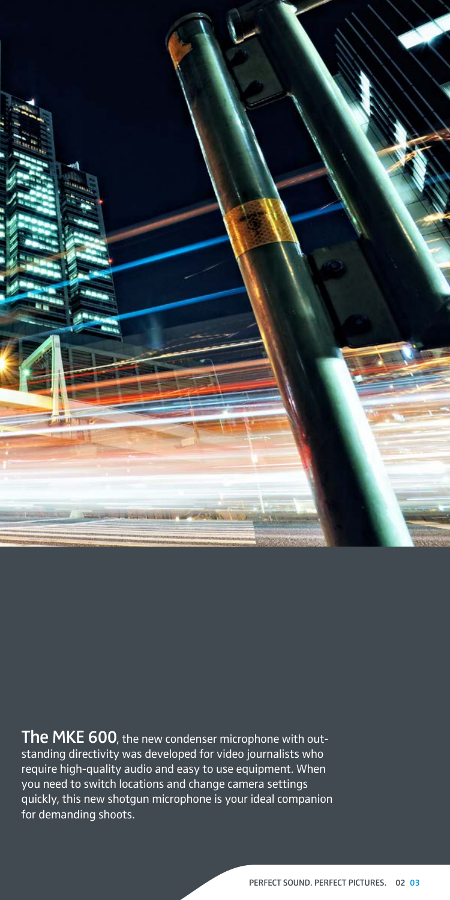**The MKE 600**, the new condenser microphone with outstanding directivity was developed for video journalists who require high-quality audio and easy to use equipment. When you need to switch locations and change camera settings quickly, this new shotgun microphone is your ideal companion for demanding shoots.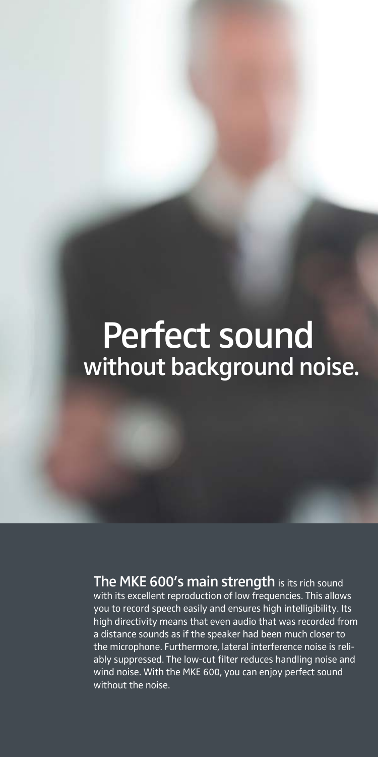# Perfect sound
## without background noise.

**The MKE 600's main strength** is its rich sound with its excellent reproduction of low frequencies. This allows you to record speech easily and ensures high intelligibility. Its high directivity means that even audio that was recorded from a distance sounds as if the speaker had been much closer to the microphone. Furthermore, lateral interference noise is reliably suppressed. The low-cut filter reduces handling noise and wind noise. With the MKE 600, you can enjoy perfect sound without the noise.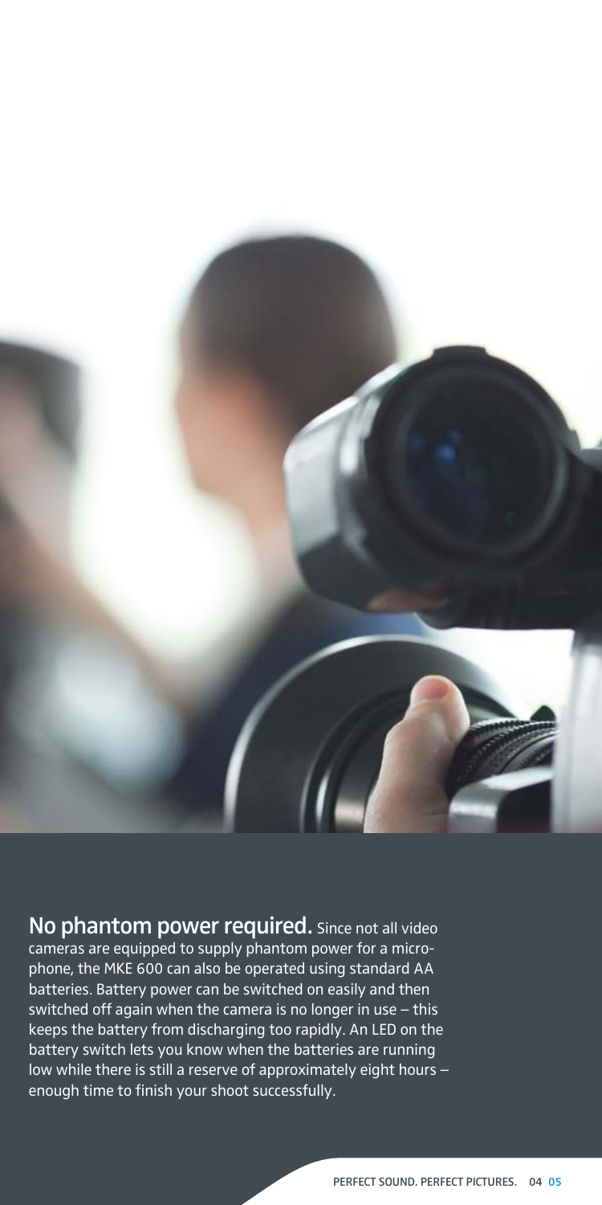**No phantom power required.** Since not all video cameras are equipped to supply phantom power for a microphone, the MKE 600 can also be operated using standard AA batteries. Battery power can be switched on easily and then switched off again when the camera is no longer in use – this keeps the battery from discharging too rapidly. An LED on the battery switch lets you know when the batteries are running low while there is still a reserve of approximately eight hours – enough time to finish your shoot successfully.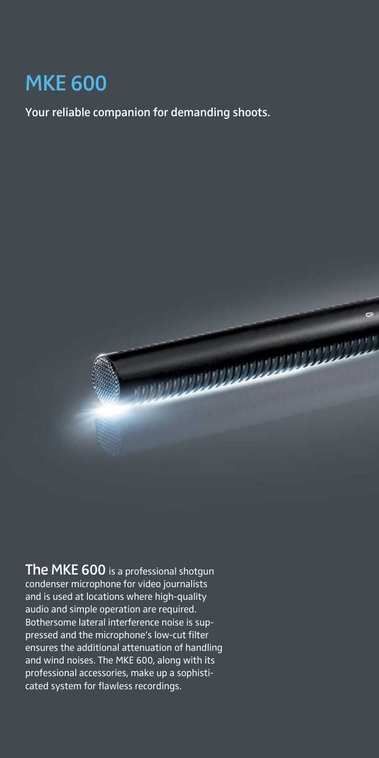# MKE 600

**Your reliable companion for demanding shoots.**

**The MKE 600** is a professional shotgun condenser microphone for video journalists and is used at locations where high-quality audio and simple operation are required. Bothersome lateral interference noise is suppressed and the microphone's low-cut filter ensures the additional attenuation of handling and wind noises. The MKE 600, along with its professional accessories, make up a sophisticated system for flawless recordings.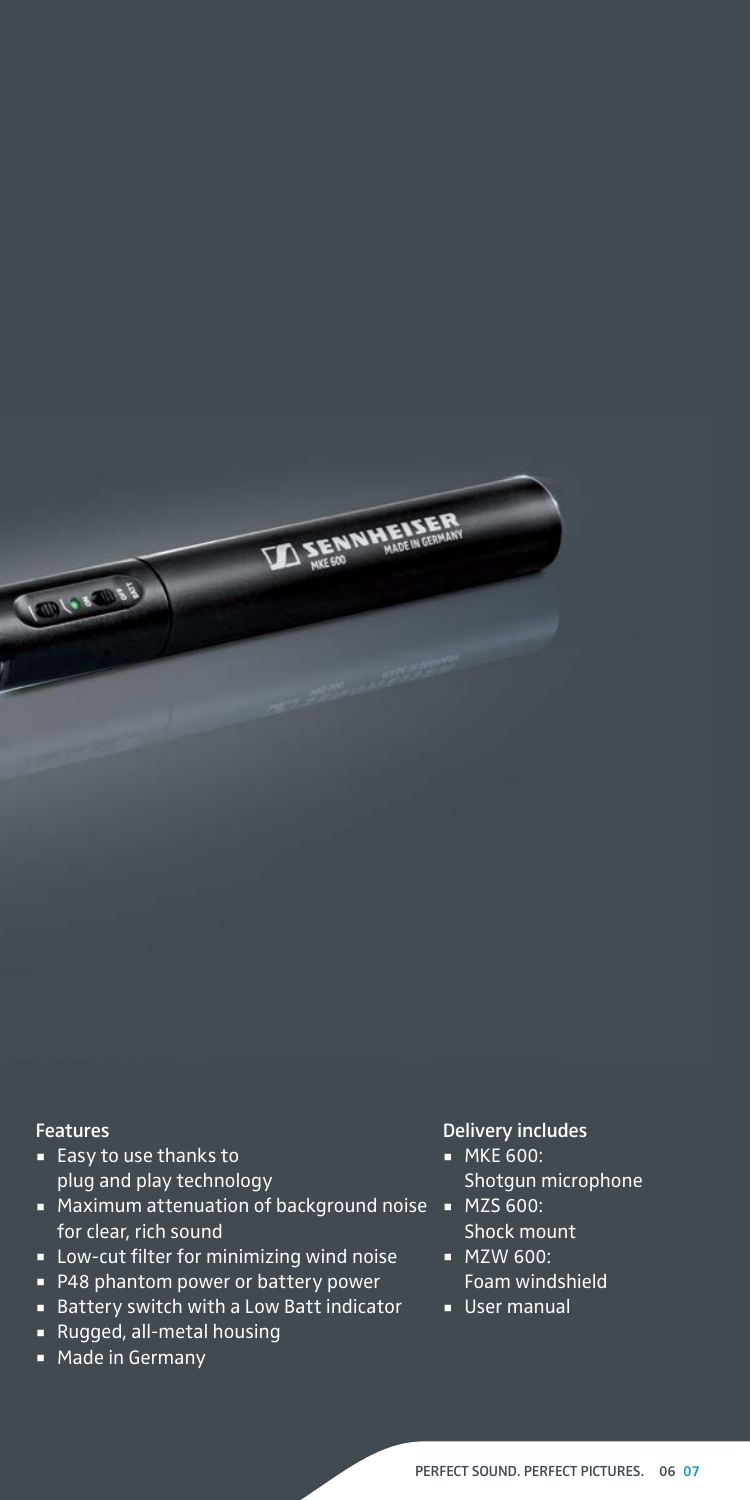### Features

- Easy to use thanks to plug and play technology
- Maximum attenuation of background noise for clear, rich sound
- Low-cut filter for minimizing wind noise
- P48 phantom power or battery power
- Battery switch with a Low Batt indicator
- Rugged, all-metal housing
- Made in Germany

### Delivery includes

- MKE 600: Shotgun microphone
- MZS 600: Shock mount
- MZW 600: Foam windshield
- User manual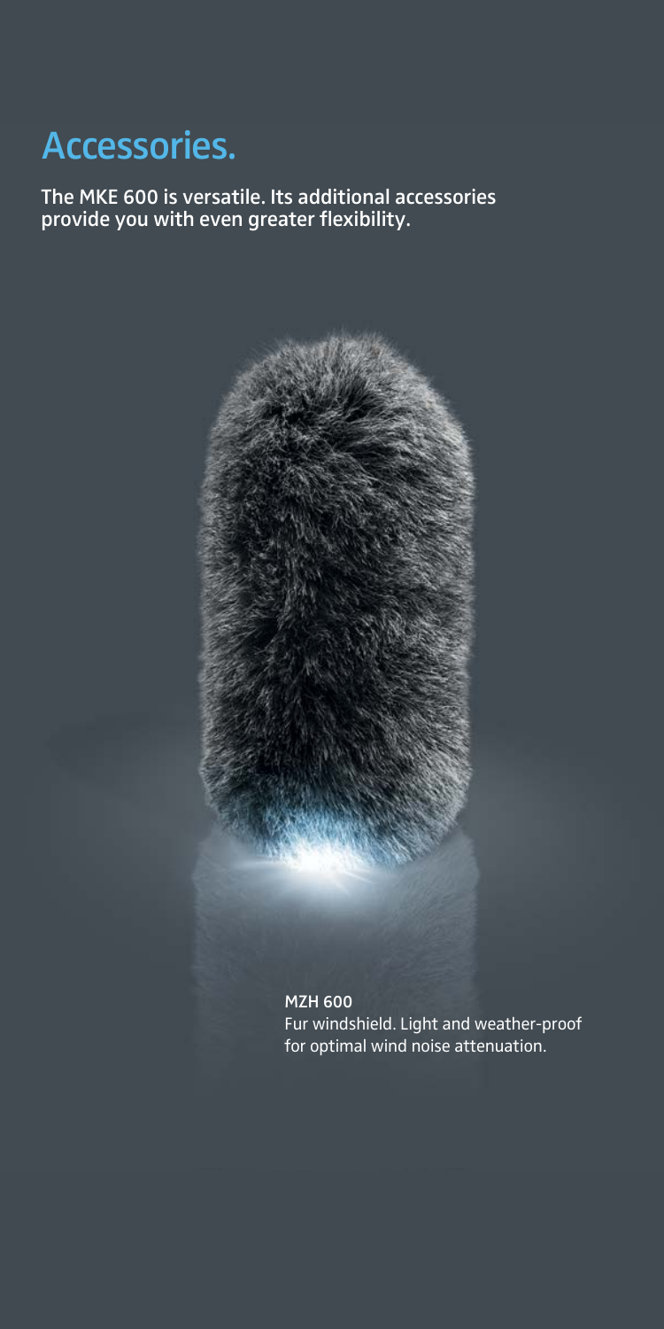# Accessories.

**The MKE 600 is versatile. Its additional accessories provide you with even greater flexibility.**

**MZH 600**
Fur windshield. Light and weather-proof for optimal wind noise attenuation.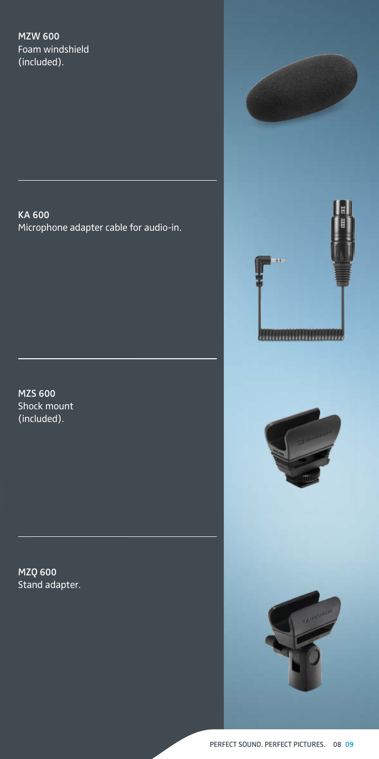**MZW 600**
Foam windshield
(included).

**KA 600**
Microphone adapter cable for audio-in.

**MZS 600**
Shock mount
(included).

**MZQ 600**
Stand adapter.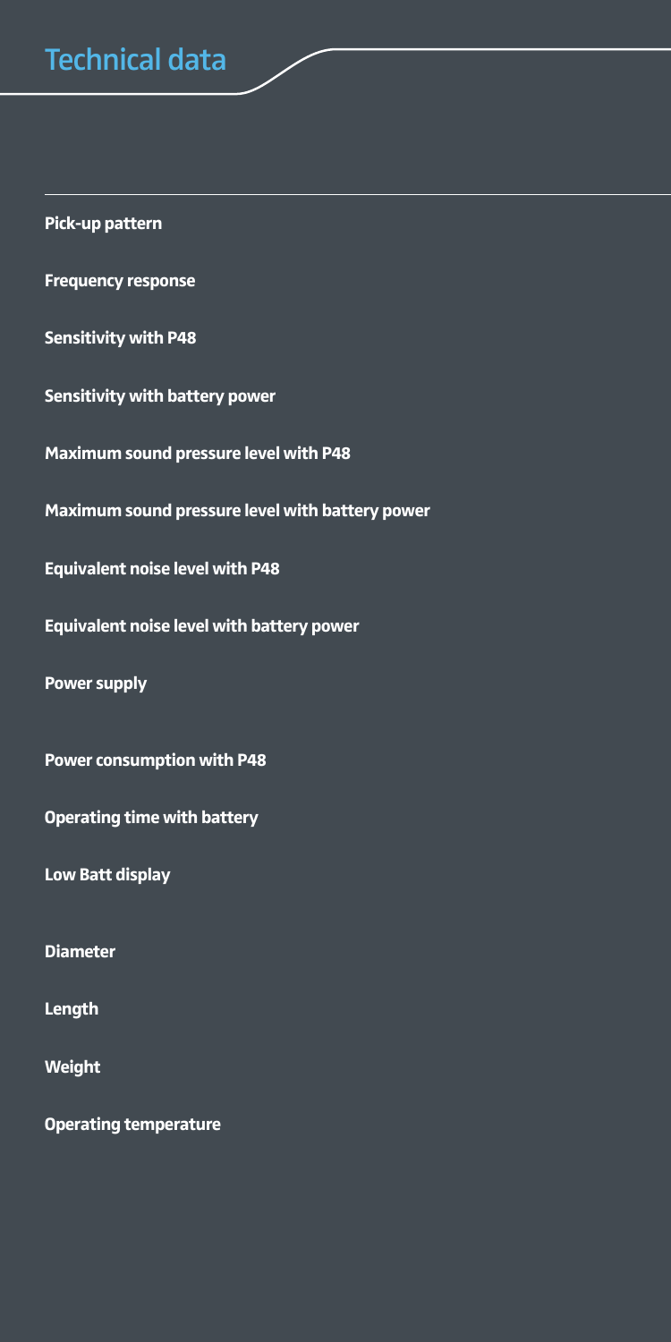# Technical data

**Pick-up pattern**

**Frequency response**

**Sensitivity with P48**

**Sensitivity with battery power**

**Maximum sound pressure level with P48**

**Maximum sound pressure level with battery power**

**Equivalent noise level with P48**

**Equivalent noise level with battery power**

**Power supply**

**Power consumption with P48**

**Operating time with battery**

**Low Batt display**

**Diameter**

**Length**

**Weight**

**Operating temperature**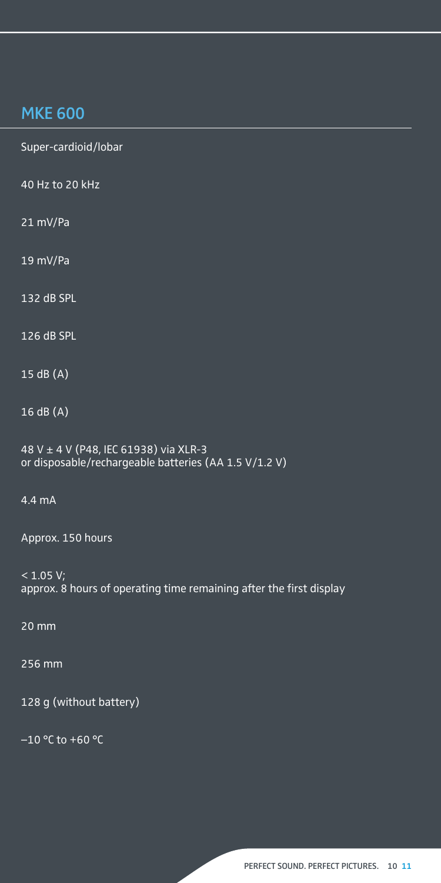## MKE 600

Super-cardioid/lobar

40 Hz to 20 kHz

21 mV/Pa

19 mV/Pa

132 dB SPL

126 dB SPL

15 dB (A)

16 dB (A)

48 V ± 4 V (P48, IEC 61938) via XLR-3
or disposable/rechargeable batteries (AA 1.5 V/1.2 V)

4.4 mA

Approx. 150 hours

< 1.05 V;
approx. 8 hours of operating time remaining after the first display

20 mm

256 mm

128 g (without battery)

–10 °C to +60 °C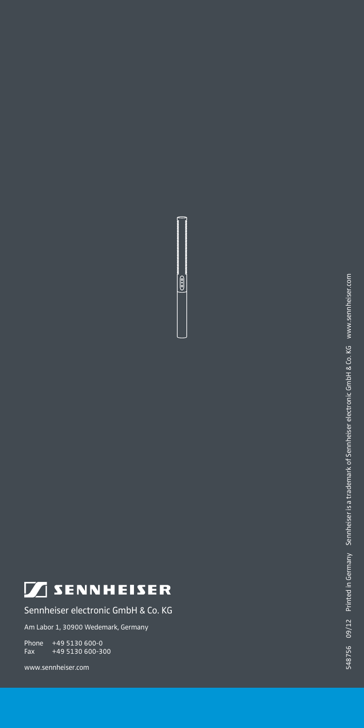SENNHEISER

Sennheiser electronic GmbH & Co. KG

Am Labor 1, 30900 Wedemark, Germany

Phone +49 5130 600-0
Fax +49 5130 600-300

www.sennheiser.com

548756 09/12 Printed in Germany Sennheiser is a trademark of Sennheiser electronic GmbH & Co. KG www.sennheiser.com